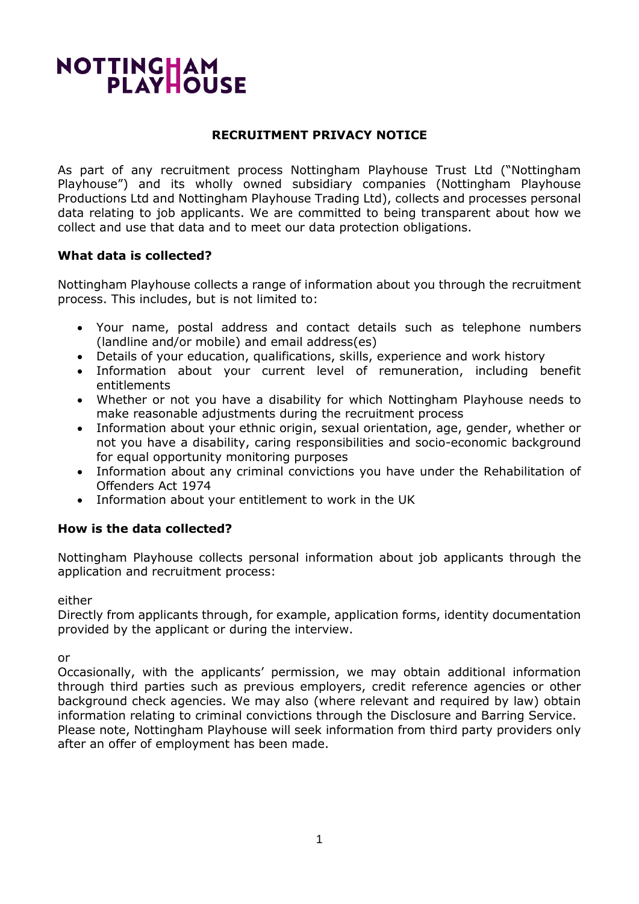NOTTINGHAM PLAYHOUSE

# RECRUITMENT PRIVACY NOTICE

As part of any recruitment process Nottingham Playhouse Trust Ltd ("Nottingham Playhouse") and its wholly owned subsidiary companies (Nottingham Playhouse Productions Ltd and Nottingham Playhouse Trading Ltd), collects and processes personal data relating to job applicants. We are committed to being transparent about how we collect and use that data and to meet our data protection obligations.

## What data is collected?

Nottingham Playhouse collects a range of information about you through the recruitment process. This includes, but is not limited to:

- Your name, postal address and contact details such as telephone numbers (landline and/or mobile) and email address(es)
- Details of your education, qualifications, skills, experience and work history
- Information about your current level of remuneration, including benefit entitlements
- Whether or not you have a disability for which Nottingham Playhouse needs to make reasonable adjustments during the recruitment process
- Information about your ethnic origin, sexual orientation, age, gender, whether or not you have a disability, caring responsibilities and socio-economic background for equal opportunity monitoring purposes
- Information about any criminal convictions you have under the Rehabilitation of Offenders Act 1974
- Information about your entitlement to work in the UK

## How is the data collected?

Nottingham Playhouse collects personal information about job applicants through the application and recruitment process:

either
Directly from applicants through, for example, application forms, identity documentation provided by the applicant or during the interview.

or
Occasionally, with the applicants' permission, we may obtain additional information through third parties such as previous employers, credit reference agencies or other background check agencies. We may also (where relevant and required by law) obtain information relating to criminal convictions through the Disclosure and Barring Service. Please note, Nottingham Playhouse will seek information from third party providers only after an offer of employment has been made.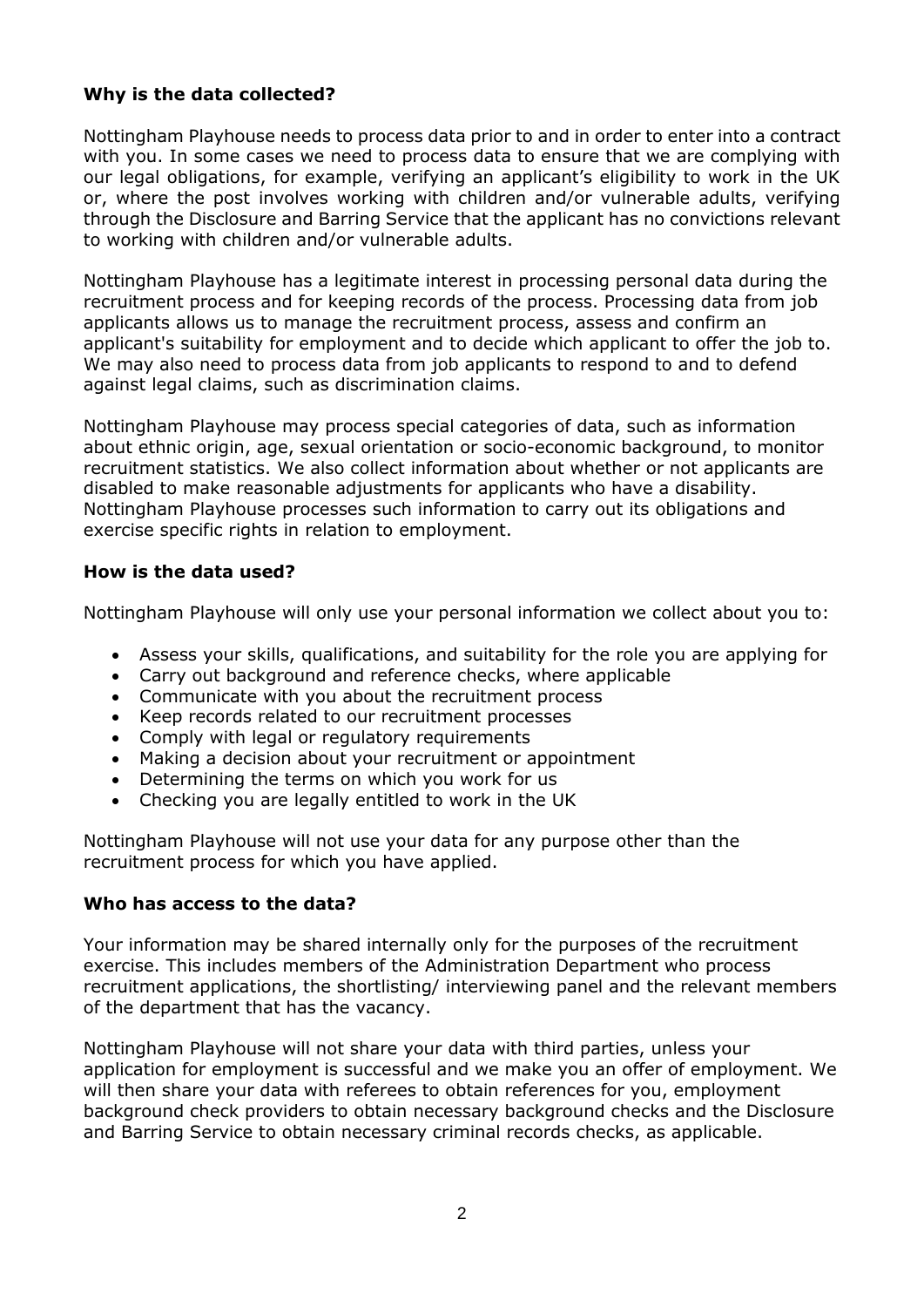## Why is the data collected?

Nottingham Playhouse needs to process data prior to and in order to enter into a contract with you. In some cases we need to process data to ensure that we are complying with our legal obligations, for example, verifying an applicant's eligibility to work in the UK or, where the post involves working with children and/or vulnerable adults, verifying through the Disclosure and Barring Service that the applicant has no convictions relevant to working with children and/or vulnerable adults.

Nottingham Playhouse has a legitimate interest in processing personal data during the recruitment process and for keeping records of the process. Processing data from job applicants allows us to manage the recruitment process, assess and confirm an applicant's suitability for employment and to decide which applicant to offer the job to. We may also need to process data from job applicants to respond to and to defend against legal claims, such as discrimination claims.

Nottingham Playhouse may process special categories of data, such as information about ethnic origin, age, sexual orientation or socio-economic background, to monitor recruitment statistics. We also collect information about whether or not applicants are disabled to make reasonable adjustments for applicants who have a disability. Nottingham Playhouse processes such information to carry out its obligations and exercise specific rights in relation to employment.

## How is the data used?

Nottingham Playhouse will only use your personal information we collect about you to:

- Assess your skills, qualifications, and suitability for the role you are applying for
- Carry out background and reference checks, where applicable
- Communicate with you about the recruitment process
- Keep records related to our recruitment processes
- Comply with legal or regulatory requirements
- Making a decision about your recruitment or appointment
- Determining the terms on which you work for us
- Checking you are legally entitled to work in the UK

Nottingham Playhouse will not use your data for any purpose other than the recruitment process for which you have applied.

## Who has access to the data?

Your information may be shared internally only for the purposes of the recruitment exercise. This includes members of the Administration Department who process recruitment applications, the shortlisting/ interviewing panel and the relevant members of the department that has the vacancy.

Nottingham Playhouse will not share your data with third parties, unless your application for employment is successful and we make you an offer of employment. We will then share your data with referees to obtain references for you, employment background check providers to obtain necessary background checks and the Disclosure and Barring Service to obtain necessary criminal records checks, as applicable.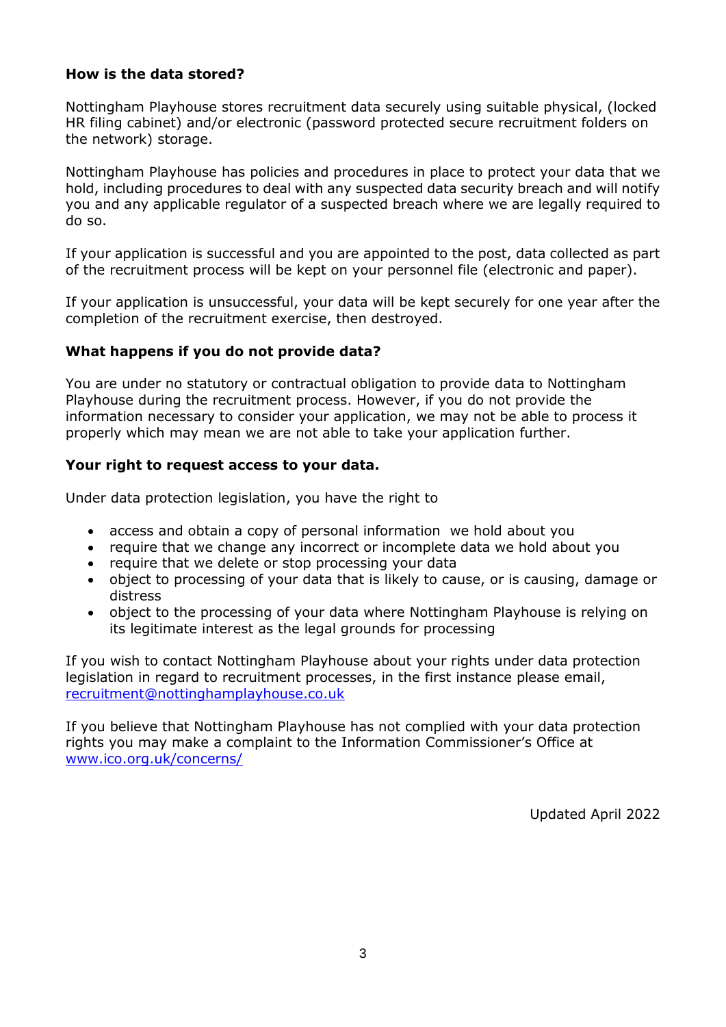### How is the data stored?

Nottingham Playhouse stores recruitment data securely using suitable physical, (locked HR filing cabinet) and/or electronic (password protected secure recruitment folders on the network) storage.

Nottingham Playhouse has policies and procedures in place to protect your data that we hold, including procedures to deal with any suspected data security breach and will notify you and any applicable regulator of a suspected breach where we are legally required to do so.

If your application is successful and you are appointed to the post, data collected as part of the recruitment process will be kept on your personnel file (electronic and paper).

If your application is unsuccessful, your data will be kept securely for one year after the completion of the recruitment exercise, then destroyed.

### What happens if you do not provide data?

You are under no statutory or contractual obligation to provide data to Nottingham Playhouse during the recruitment process. However, if you do not provide the information necessary to consider your application, we may not be able to process it properly which may mean we are not able to take your application further.

### Your right to request access to your data.

Under data protection legislation, you have the right to

- access and obtain a copy of personal information we hold about you
- require that we change any incorrect or incomplete data we hold about you
- require that we delete or stop processing your data
- object to processing of your data that is likely to cause, or is causing, damage or distress
- object to the processing of your data where Nottingham Playhouse is relying on its legitimate interest as the legal grounds for processing

If you wish to contact Nottingham Playhouse about your rights under data protection legislation in regard to recruitment processes, in the first instance please email, recruitment@nottinghamplayhouse.co.uk

If you believe that Nottingham Playhouse has not complied with your data protection rights you may make a complaint to the Information Commissioner's Office at www.ico.org.uk/concerns/

Updated April 2022